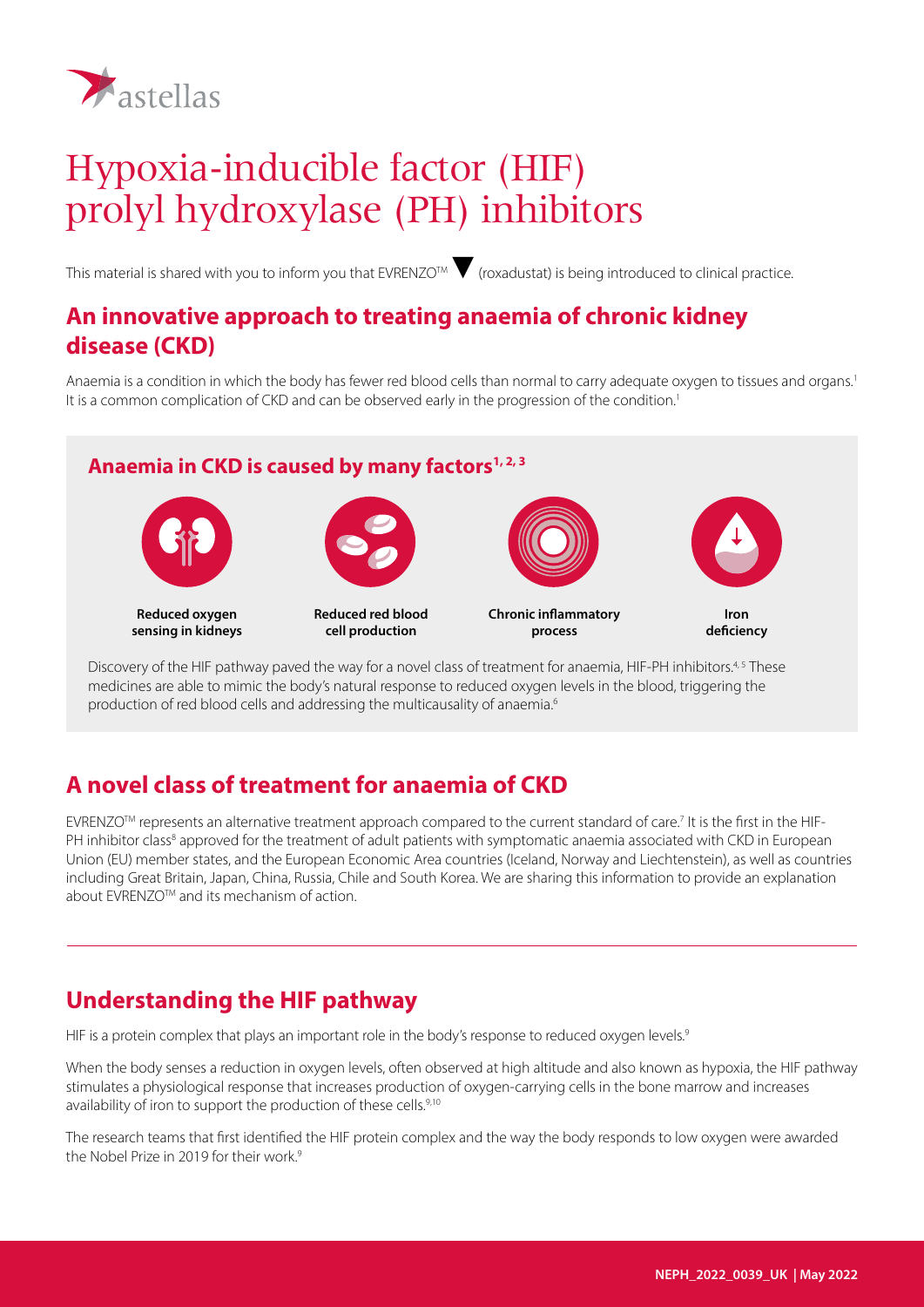astellas

# Hypoxia-inducible factor (HIF) prolyl hydroxylase (PH) inhibitors

This material is shared with you to inform you that EVRENZO™ ▼ (roxadustat) is being introduced to clinical practice.

## An innovative approach to treating anaemia of chronic kidney disease (CKD)

Anaemia is a condition in which the body has fewer red blood cells than normal to carry adequate oxygen to tissues and organs.[1] It is a common complication of CKD and can be observed early in the progression of the condition.[1]

### Anaemia in CKD is caused by many factors[1, 2, 3]

- **Reduced oxygen sensing in kidneys**
- **Reduced red blood cell production**
- **Chronic inflammatory process**
- **Iron deficiency**

Discovery of the HIF pathway paved the way for a novel class of treatment for anaemia, HIF-PH inhibitors.[4, 5] These medicines are able to mimic the body's natural response to reduced oxygen levels in the blood, triggering the production of red blood cells and addressing the multicausality of anaemia.[6]

## A novel class of treatment for anaemia of CKD

EVRENZO™ represents an alternative treatment approach compared to the current standard of care.[7] It is the first in the HIF-PH inhibitor class[8] approved for the treatment of adult patients with symptomatic anaemia associated with CKD in European Union (EU) member states, and the European Economic Area countries (Iceland, Norway and Liechtenstein), as well as countries including Great Britain, Japan, China, Russia, Chile and South Korea. We are sharing this information to provide an explanation about EVRENZO™ and its mechanism of action.

## Understanding the HIF pathway

HIF is a protein complex that plays an important role in the body's response to reduced oxygen levels.[9]

When the body senses a reduction in oxygen levels, often observed at high altitude and also known as hypoxia, the HIF pathway stimulates a physiological response that increases production of oxygen-carrying cells in the bone marrow and increases availability of iron to support the production of these cells.[9,10]

The research teams that first identified the HIF protein complex and the way the body responds to low oxygen were awarded the Nobel Prize in 2019 for their work.[9]

NEPH_2022_0039_UK | May 2022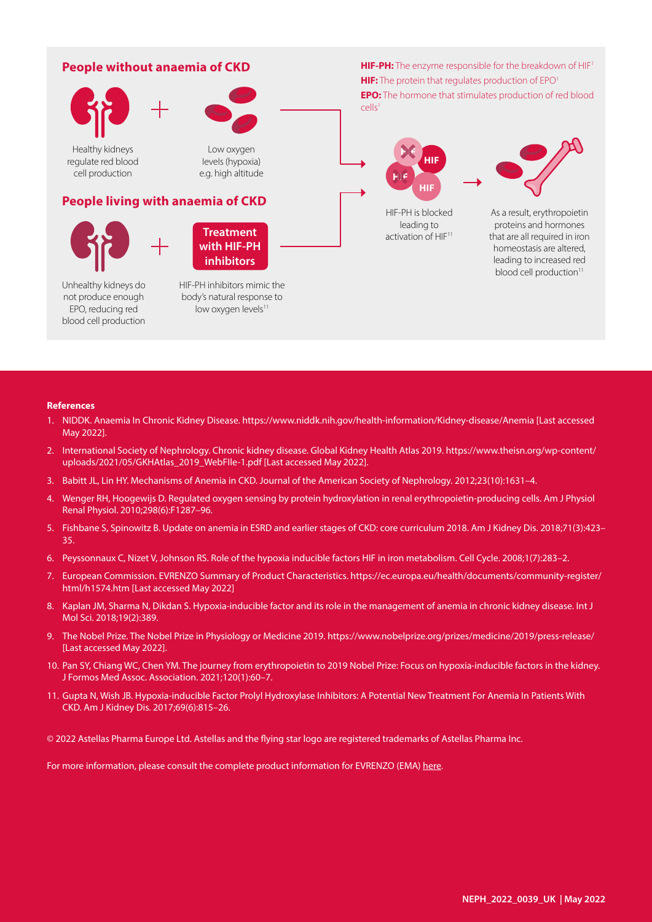## People without anaemia of CKD

Healthy kidneys regulate red blood cell production

+

Low oxygen levels (hypoxia) e.g. high altitude

## People living with anaemia of CKD

Unhealthy kidneys do not produce enough EPO, reducing red blood cell production

+

**Treatment with HIF-PH inhibitors**

HIF-PH inhibitors mimic the body's natural response to low oxygen levels[11]

**HIF-PH:** The enzyme responsible for the breakdown of HIF[1]

**HIF:** The protein that regulates production of EPO[1]

**EPO:** The hormone that stimulates production of red blood cells[1]

HIF

HIF

HIF-PH is blocked leading to activation of HIF[11]

As a result, erythropoietin proteins and hormones that are all required in iron homeostasis are altered, leading to increased red blood cell production[11]

**References**

1. NIDDK. Anaemia In Chronic Kidney Disease. https://www.niddk.nih.gov/health-information/Kidney-disease/Anemia [Last accessed May 2022].
2. International Society of Nephrology. Chronic kidney disease. Global Kidney Health Atlas 2019. https://www.theisn.org/wp-content/uploads/2021/05/GKHAtlas_2019_WebFIle-1.pdf [Last accessed May 2022].
3. Babitt JL, Lin HY. Mechanisms of Anemia in CKD. Journal of the American Society of Nephrology. 2012;23(10):1631–4.
4. Wenger RH, Hoogewijs D. Regulated oxygen sensing by protein hydroxylation in renal erythropoietin-producing cells. Am J Physiol Renal Physiol. 2010;298(6):F1287–96.
5. Fishbane S, Spinowitz B. Update on anemia in ESRD and earlier stages of CKD: core curriculum 2018. Am J Kidney Dis. 2018;71(3):423–35.
6. Peyssonnaux C, Nizet V, Johnson RS. Role of the hypoxia inducible factors HIF in iron metabolism. Cell Cycle. 2008;1(7):283–2.
7. European Commission. EVRENZO Summary of Product Characteristics. https://ec.europa.eu/health/documents/community-register/html/h1574.htm [Last accessed May 2022]
8. Kaplan JM, Sharma N, Dikdan S. Hypoxia-inducible factor and its role in the management of anemia in chronic kidney disease. Int J Mol Sci. 2018;19(2):389.
9. The Nobel Prize. The Nobel Prize in Physiology or Medicine 2019. https://www.nobelprize.org/prizes/medicine/2019/press-release/ [Last accessed May 2022].
10. Pan SY, Chiang WC, Chen YM. The journey from erythropoietin to 2019 Nobel Prize: Focus on hypoxia-inducible factors in the kidney. J Formos Med Assoc. Association. 2021;120(1):60–7.
11. Gupta N, Wish JB. Hypoxia-inducible Factor Prolyl Hydroxylase Inhibitors: A Potential New Treatment For Anemia In Patients With CKD. Am J Kidney Dis. 2017;69(6):815–26.

© 2022 Astellas Pharma Europe Ltd. Astellas and the flying star logo are registered trademarks of Astellas Pharma Inc.

For more information, please consult the complete product information for EVRENZO (EMA) here.

NEPH_2022_0039_UK | May 2022